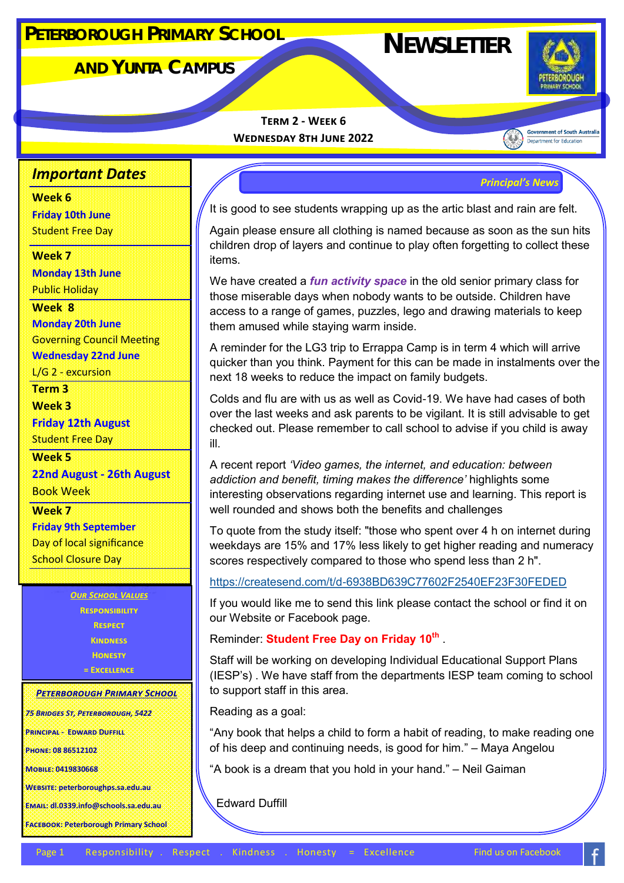# Peterborough Primary School and Yunta Campus

# Newsletter

**Term 2 - Week 6**
**Wednesday 8th June 2022**

Government of South Australia
Department for Education

## Important Dates

**Week 6**
**Friday 10th June**
Student Free Day

**Week 7**
**Monday 13th June**
Public Holiday

**Week 8**
**Monday 20th June**
Governing Council Meeting
**Wednesday 22nd June**
L/G 2 - excursion

**Term 3**
**Week 3**
**Friday 12th August**
Student Free Day

**Week 5**
**22nd August - 26th August**
Book Week

**Week 7**
**Friday 9th September**
Day of local significance
School Closure Day

***Our School Values***

Responsibility
Respect
Kindness
Honesty
= Excellence

***Peterborough Primary School***

*75 Bridges St, Peterborough, 5422*

Principal - Edward Duffill

Phone: 08 86512102

Mobile: 0419830668

Website: peterboroughps.sa.edu.au

Email: dl.0339.info@schools.sa.edu.au

Facebook: Peterborough Primary School

## *Principal's News*

It is good to see students wrapping up as the artic blast and rain are felt.

Again please ensure all clothing is named because as soon as the sun hits children drop of layers and continue to play often forgetting to collect these items.

We have created a ***fun activity space*** in the old senior primary class for those miserable days when nobody wants to be outside. Children have access to a range of games, puzzles, lego and drawing materials to keep them amused while staying warm inside.

A reminder for the LG3 trip to Errappa Camp is in term 4 which will arrive quicker than you think. Payment for this can be made in instalments over the next 18 weeks to reduce the impact on family budgets.

Colds and flu are with us as well as Covid-19. We have had cases of both over the last weeks and ask parents to be vigilant. It is still advisable to get checked out. Please remember to call school to advise if you child is away ill.

A recent report *'Video games, the internet, and education: between addiction and benefit, timing makes the difference'* highlights some interesting observations regarding internet use and learning. This report is well rounded and shows both the benefits and challenges

To quote from the study itself: "those who spent over 4 h on internet during weekdays are 15% and 17% less likely to get higher reading and numeracy scores respectively compared to those who spend less than 2 h".

https://createsend.com/t/d-6938BD639C77602F2540EF23F30FEDED

If you would like me to send this link please contact the school or find it on our Website or Facebook page.

Reminder: **Student Free Day on Friday 10th** .

Staff will be working on developing Individual Educational Support Plans (IESP's) . We have staff from the departments IESP team coming to school to support staff in this area.

Reading as a goal:

"Any book that helps a child to form a habit of reading, to make reading one of his deep and continuing needs, is good for him." – Maya Angelou

"A book is a dream that you hold in your hand." – Neil Gaiman

Edward Duffill

Responsibility . Respect . Kindness . Honesty = Excellence    Find us on Facebook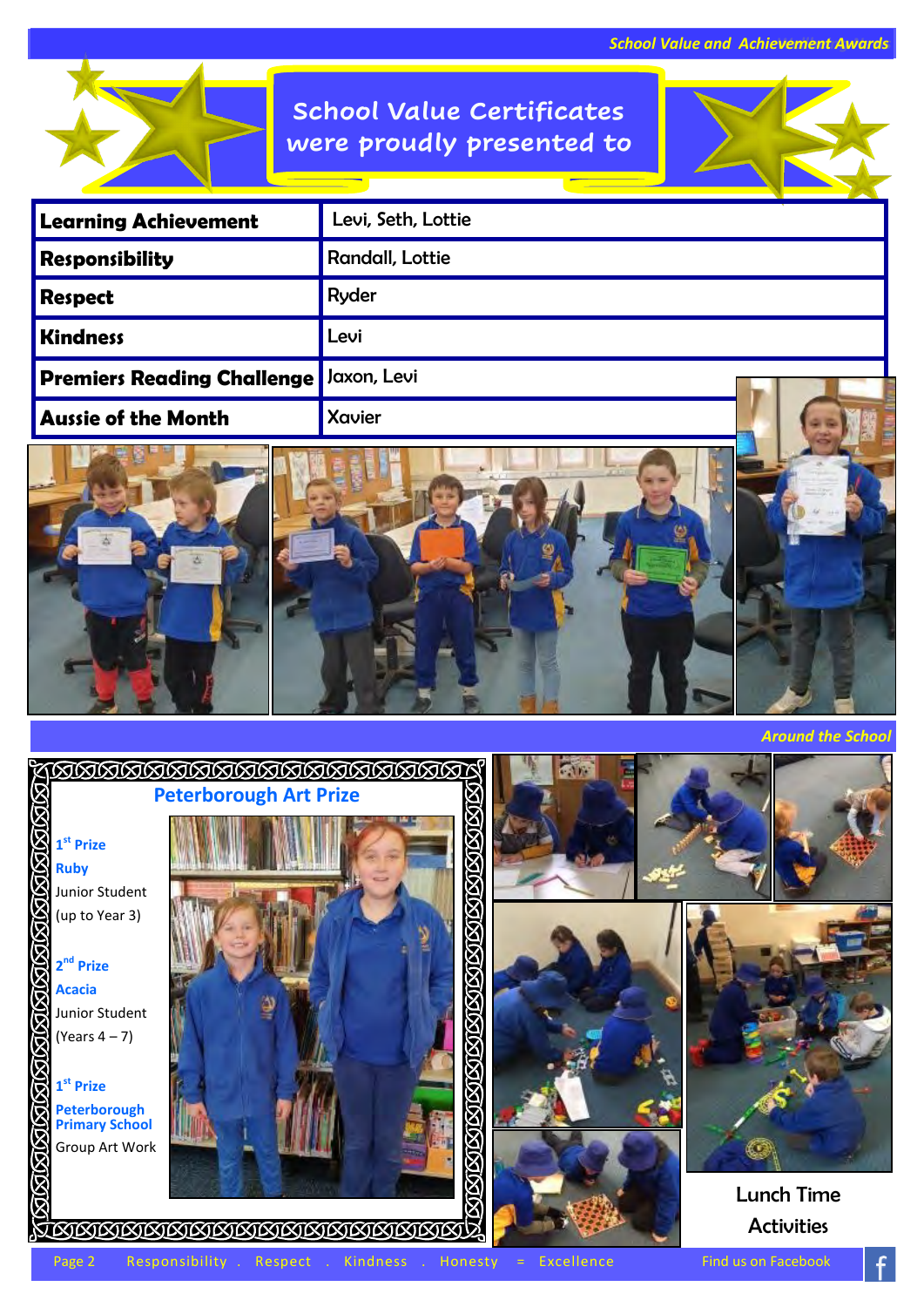## School Value and Achievement Awards

# School Value Certificates were proudly presented to

| Award | Recipients |
|---|---|
| **Learning Achievement** | Levi, Seth, Lottie |
| **Responsibility** | Randall, Lottie |
| **Respect** | Ryder |
| **Kindness** | Levi |
| **Premiers Reading Challenge** | Jaxon, Levi |
| **Aussie of the Month** | Xavier |

## Around the School

### Peterborough Art Prize

**1st Prize**
**Ruby**
Junior Student
(up to Year 3)

**2nd Prize**
**Acacia**
Junior Student
(Years 4 – 7)

**1st Prize**
**Peterborough Primary School**
Group Art Work

Lunch Time Activities

Responsibility . Respect . Kindness . Honesty = Excellence

Find us on Facebook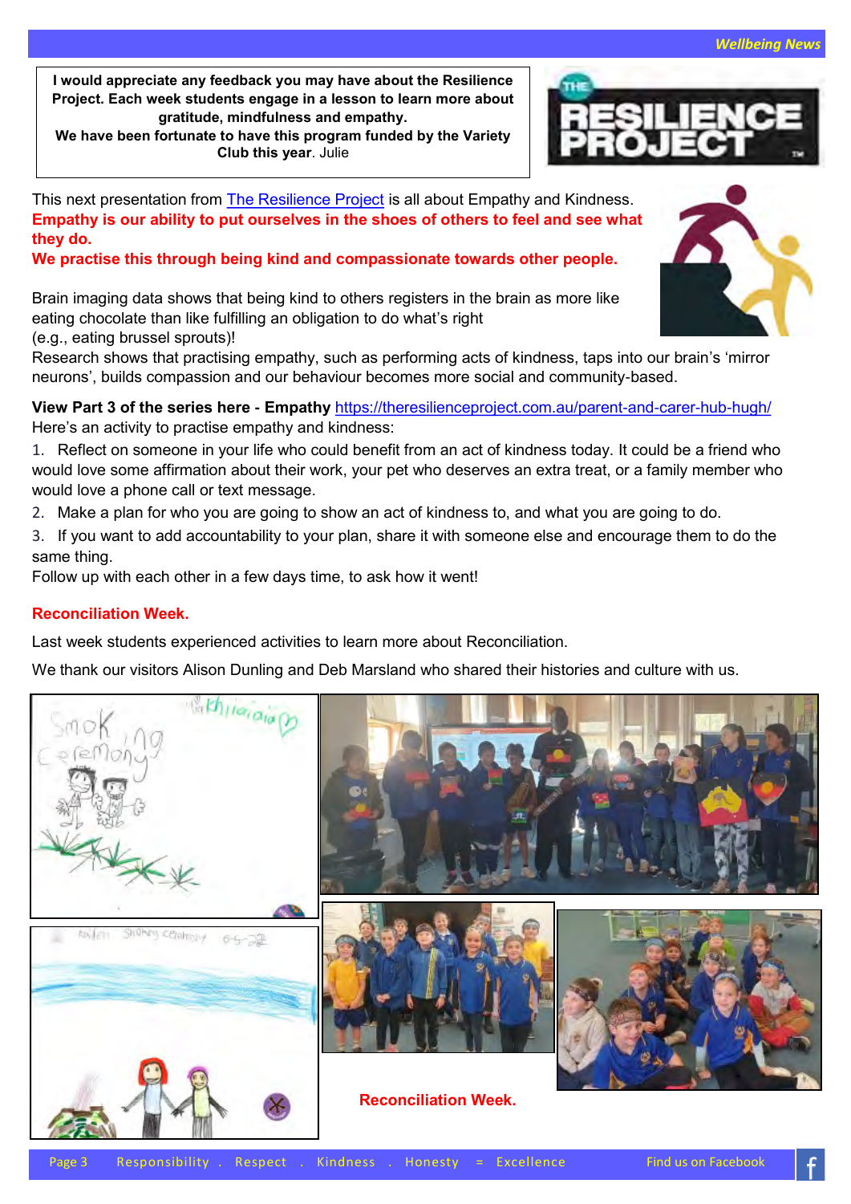**I would appreciate any feedback you may have about the Resilience Project. Each week students engage in a lesson to learn more about gratitude, mindfulness and empathy.**
**We have been fortunate to have this program funded by the Variety Club this year**. Julie

This next presentation from [The Resilience Project](https://theresilienceproject.com.au) is all about Empathy and Kindness.
**Empathy is our ability to put ourselves in the shoes of others to feel and see what they do.**
**We practise this through being kind and compassionate towards other people.**

Brain imaging data shows that being kind to others registers in the brain as more like eating chocolate than like fulfilling an obligation to do what's right (e.g., eating brussel sprouts)!
Research shows that practising empathy, such as performing acts of kindness, taps into our brain's 'mirror neurons', builds compassion and our behaviour becomes more social and community-based.

**View Part 3 of the series here - Empathy** https://theresilienceproject.com.au/parent-and-carer-hub-hugh/
Here's an activity to practise empathy and kindness:

1. Reflect on someone in your life who could benefit from an act of kindness today. It could be a friend who would love some affirmation about their work, your pet who deserves an extra treat, or a family member who would love a phone call or text message.
2. Make a plan for who you are going to show an act of kindness to, and what you are going to do.
3. If you want to add accountability to your plan, share it with someone else and encourage them to do the same thing.

Follow up with each other in a few days time, to ask how it went!

## Reconciliation Week.

Last week students experienced activities to learn more about Reconciliation.

We thank our visitors Alison Dunling and Deb Marsland who shared their histories and culture with us.

**Reconciliation Week.**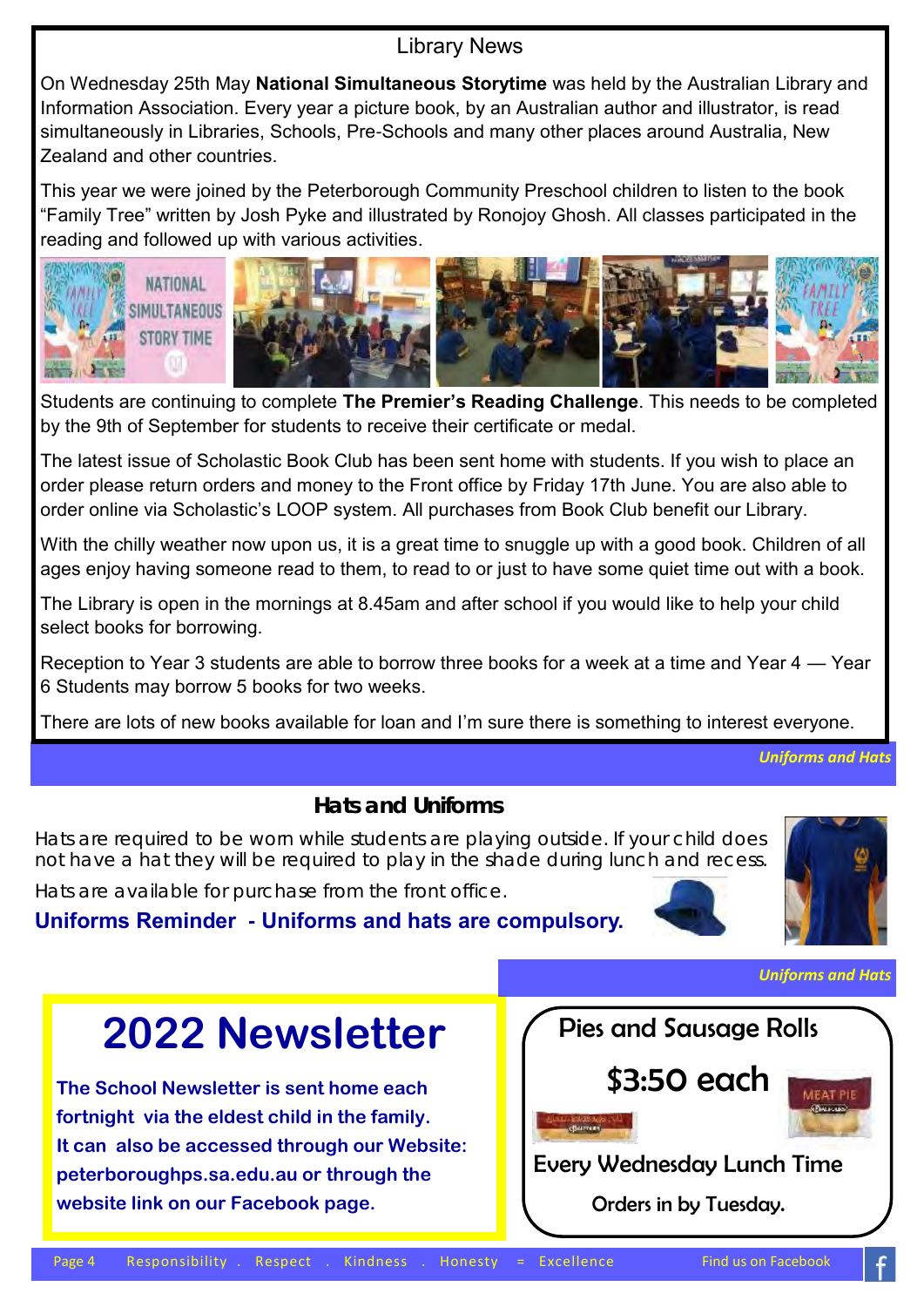## Library News

On Wednesday 25th May **National Simultaneous Storytime** was held by the Australian Library and Information Association. Every year a picture book, by an Australian author and illustrator, is read simultaneously in Libraries, Schools, Pre-Schools and many other places around Australia, New Zealand and other countries.

This year we were joined by the Peterborough Community Preschool children to listen to the book "Family Tree" written by Josh Pyke and illustrated by Ronojoy Ghosh. All classes participated in the reading and followed up with various activities.

Students are continuing to complete **The Premier's Reading Challenge**. This needs to be completed by the 9th of September for students to receive their certificate or medal.

The latest issue of Scholastic Book Club has been sent home with students. If you wish to place an order please return orders and money to the Front office by Friday 17th June. You are also able to order online via Scholastic's LOOP system. All purchases from Book Club benefit our Library.

With the chilly weather now upon us, it is a great time to snuggle up with a good book. Children of all ages enjoy having someone read to them, to read to or just to have some quiet time out with a book.

The Library is open in the mornings at 8.45am and after school if you would like to help your child select books for borrowing.

Reception to Year 3 students are able to borrow three books for a week at a time and Year 4 — Year 6 Students may borrow 5 books for two weeks.

There are lots of new books available for loan and I'm sure there is something to interest everyone.

*Uniforms and Hats*

## Hats and Uniforms

Hats are required to be worn while students are playing outside. If your child does not have a hat they will be required to play in the shade during lunch and recess.

Hats are available for purchase from the front office.

**Uniforms Reminder - Uniforms and hats are compulsory.**

*Uniforms and Hats*

## 2022 Newsletter

**The School Newsletter is sent home each fortnight via the eldest child in the family. It can also be accessed through our Website: peterboroughps.sa.edu.au or through the website link on our Facebook page.**

## Pies and Sausage Rolls

**$3:50 each**

Every Wednesday Lunch Time

Orders in by Tuesday.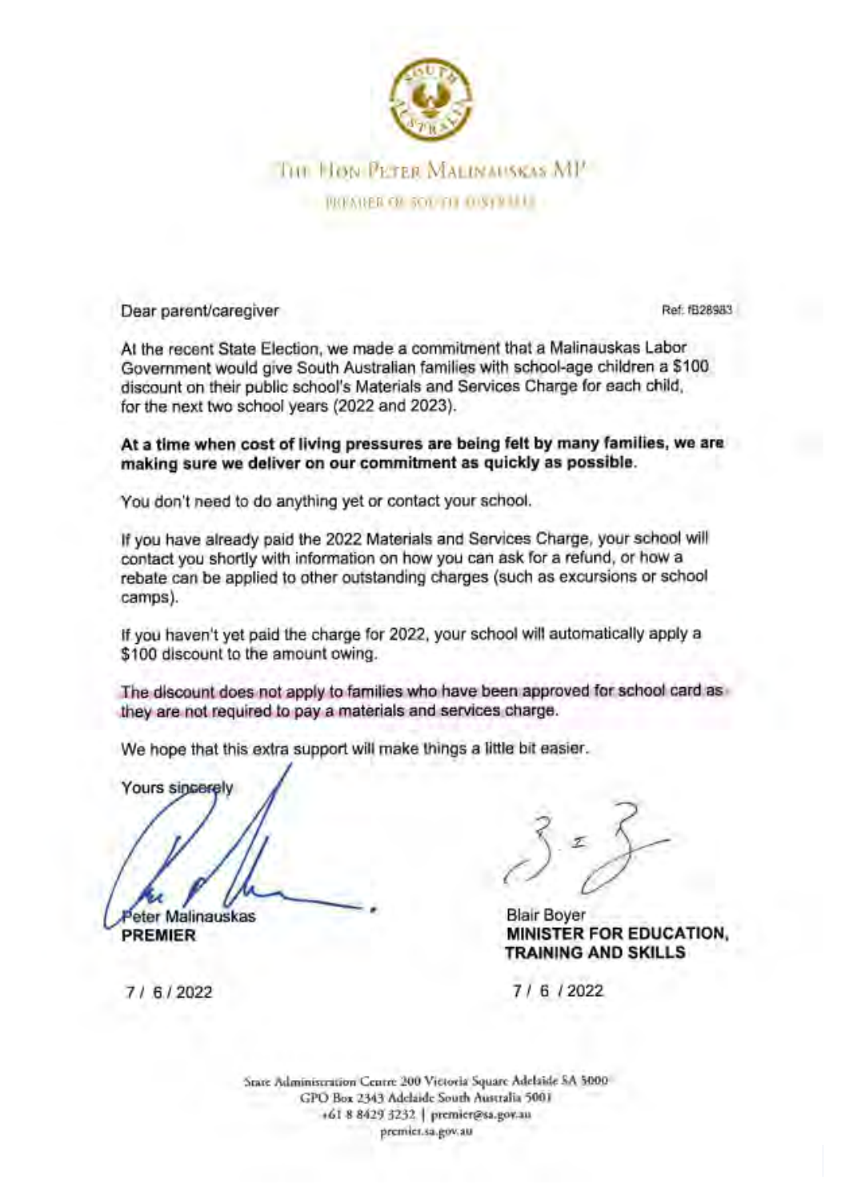The Hon Peter Malinauskas MP

Premier of South Australia

Dear parent/caregiver

Ref: f B28983

At the recent State Election, we made a commitment that a Malinauskas Labor Government would give South Australian families with school-age children a $100 discount on their public school's Materials and Services Charge for each child, for the next two school years (2022 and 2023).

**At a time when cost of living pressures are being felt by many families, we are making sure we deliver on our commitment as quickly as possible.**

You don't need to do anything yet or contact your school.

If you have already paid the 2022 Materials and Services Charge, your school will contact you shortly with information on how you can ask for a refund, or how a rebate can be applied to other outstanding charges (such as excursions or school camps).

If you haven't yet paid the charge for 2022, your school will automatically apply a $100 discount to the amount owing.

The discount does not apply to families who have been approved for school card as they are not required to pay a materials and services charge.

We hope that this extra support will make things a little bit easier.

Yours sincerely

Peter Malinauskas
**PREMIER**

7 / 6 / 2022

Blair Boyer
**MINISTER FOR EDUCATION, TRAINING AND SKILLS**

7 / 6 / 2022

State Administration Centre 200 Victoria Square Adelaide SA 5000
GPO Box 2343 Adelaide South Australia 5001
+61 8 8429 3232 | premier@sa.gov.au
premier.sa.gov.au